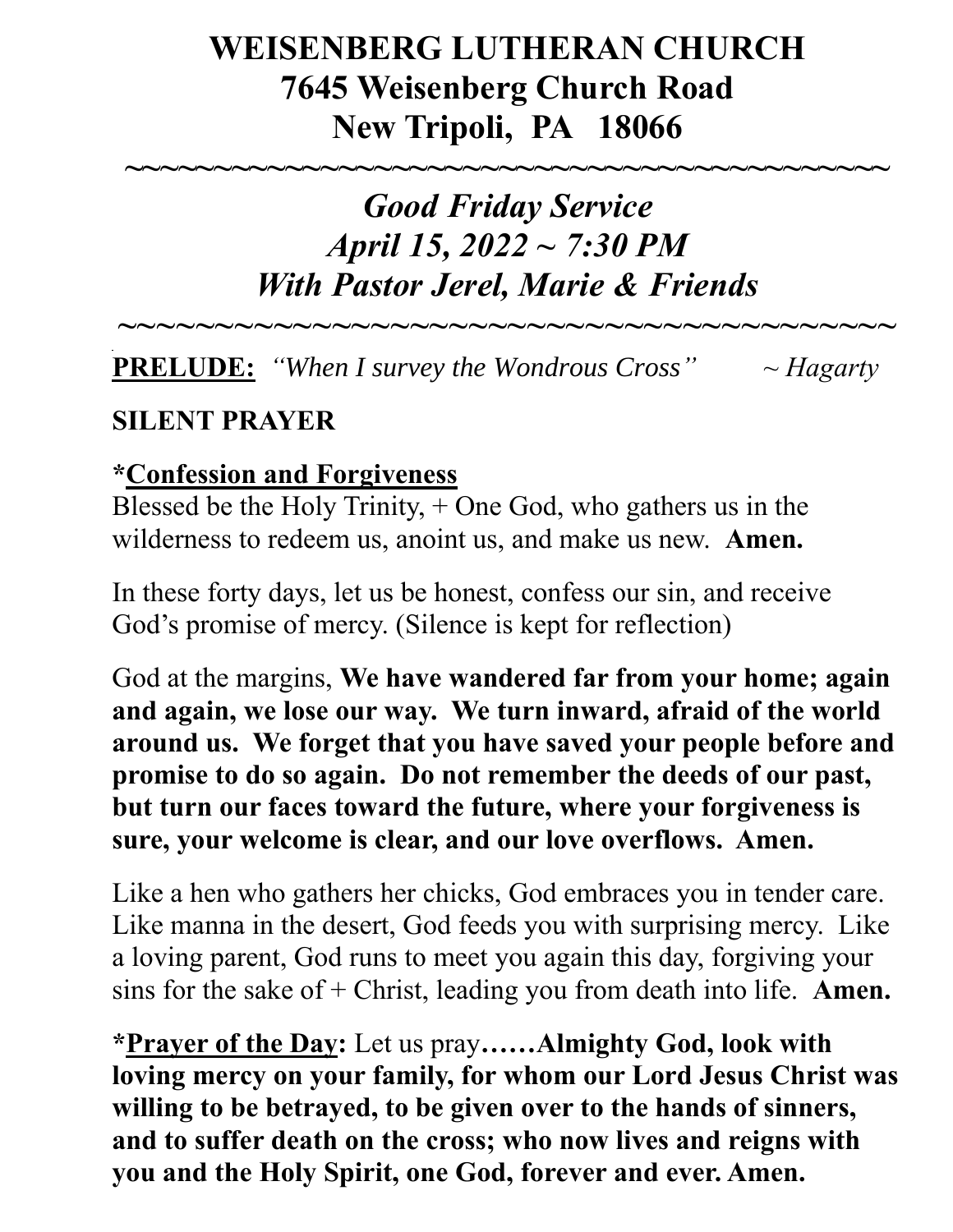# WEISENBERG LUTHERAN CHURCH
# 7645 Weisenberg Church Road
# New Tripoli, PA 18066

~~~~~~~~~~~~~~~~~~~~~~~~~~~~~~~~~~~~~~~~~~~~

## *Good Friday Service*
## *April 15, 2022 ~ 7:30 PM*
## *With Pastor Jerel, Marie & Friends*

~~~~~~~~~~~~~~~~~~~~~~~~~~~~~~~~~~~~~~~~~~~~

**PRELUDE:** *"When I survey the Wondrous Cross"* *~ Hagarty*

**SILENT PRAYER**

**\*Confession and Forgiveness**

Blessed be the Holy Trinity, + One God, who gathers us in the wilderness to redeem us, anoint us, and make us new. **Amen.**

In these forty days, let us be honest, confess our sin, and receive God's promise of mercy. (Silence is kept for reflection)

God at the margins, **We have wandered far from your home; again and again, we lose our way. We turn inward, afraid of the world around us. We forget that you have saved your people before and promise to do so again. Do not remember the deeds of our past, but turn our faces toward the future, where your forgiveness is sure, your welcome is clear, and our love overflows. Amen.**

Like a hen who gathers her chicks, God embraces you in tender care. Like manna in the desert, God feeds you with surprising mercy. Like a loving parent, God runs to meet you again this day, forgiving your sins for the sake of + Christ, leading you from death into life. **Amen.**

**\*Prayer of the Day:** Let us pray**……Almighty God, look with loving mercy on your family, for whom our Lord Jesus Christ was willing to be betrayed, to be given over to the hands of sinners, and to suffer death on the cross; who now lives and reigns with you and the Holy Spirit, one God, forever and ever. Amen.**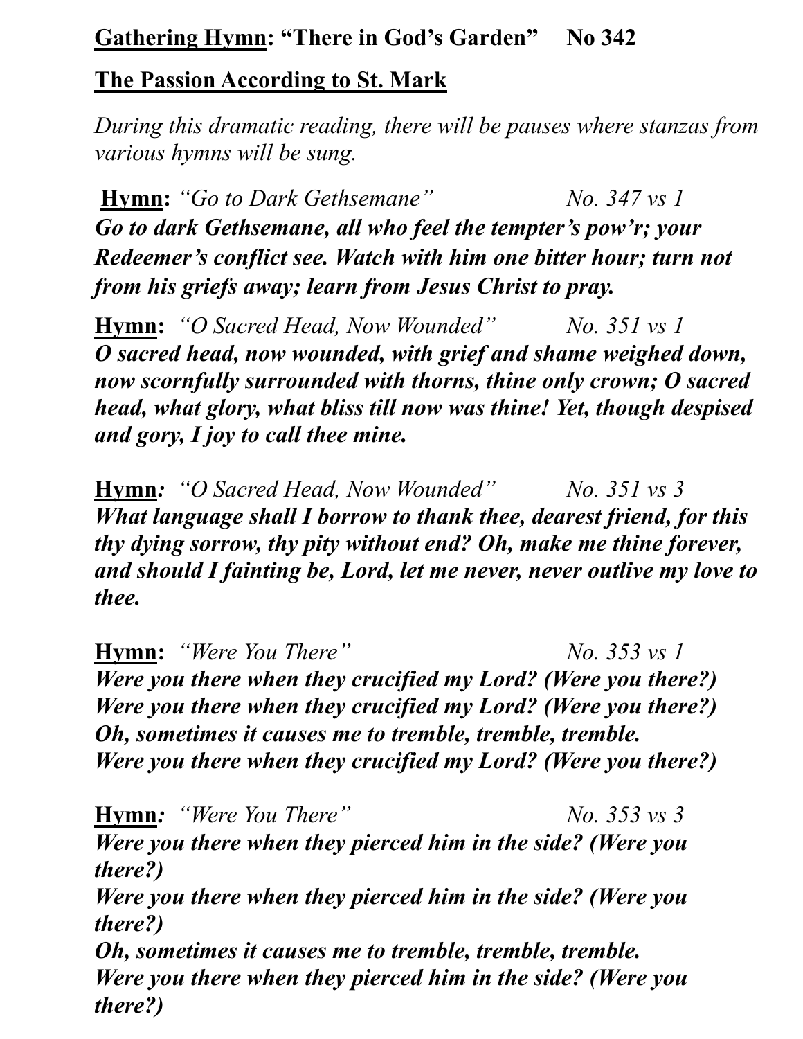**<u>Gathering Hymn</u>: "There in God's Garden"     No 342**

**<u>The Passion According to St. Mark</u>**

*During this dramatic reading, there will be pauses where stanzas from various hymns will be sung.*

**<u>Hymn</u>:** *"Go to Dark Gethsemane"     No. 347 vs 1*
***Go to dark Gethsemane, all who feel the tempter's pow'r; your Redeemer's conflict see. Watch with him one bitter hour; turn not from his griefs away; learn from Jesus Christ to pray.***

**<u>Hymn</u>:** *"O Sacred Head, Now Wounded"     No. 351 vs 1*
***O sacred head, now wounded, with grief and shame weighed down, now scornfully surrounded with thorns, thine only crown; O sacred head, what glory, what bliss till now was thine! Yet, though despised and gory, I joy to call thee mine.***

**<u>Hymn</u>:** *"O Sacred Head, Now Wounded"     No. 351 vs 3*
***What language shall I borrow to thank thee, dearest friend, for this thy dying sorrow, thy pity without end? Oh, make me thine forever, and should I fainting be, Lord, let me never, never outlive my love to thee.***

**<u>Hymn</u>:** *"Were You There"     No. 353 vs 1*
***Were you there when they crucified my Lord? (Were you there?)***
***Were you there when they crucified my Lord? (Were you there?)***
***Oh, sometimes it causes me to tremble, tremble, tremble.***
***Were you there when they crucified my Lord? (Were you there?)***

**<u>Hymn</u>:** *"Were You There"     No. 353 vs 3*
***Were you there when they pierced him in the side? (Were you there?)***
***Were you there when they pierced him in the side? (Were you there?)***
***Oh, sometimes it causes me to tremble, tremble, tremble.***
***Were you there when they pierced him in the side? (Were you there?)***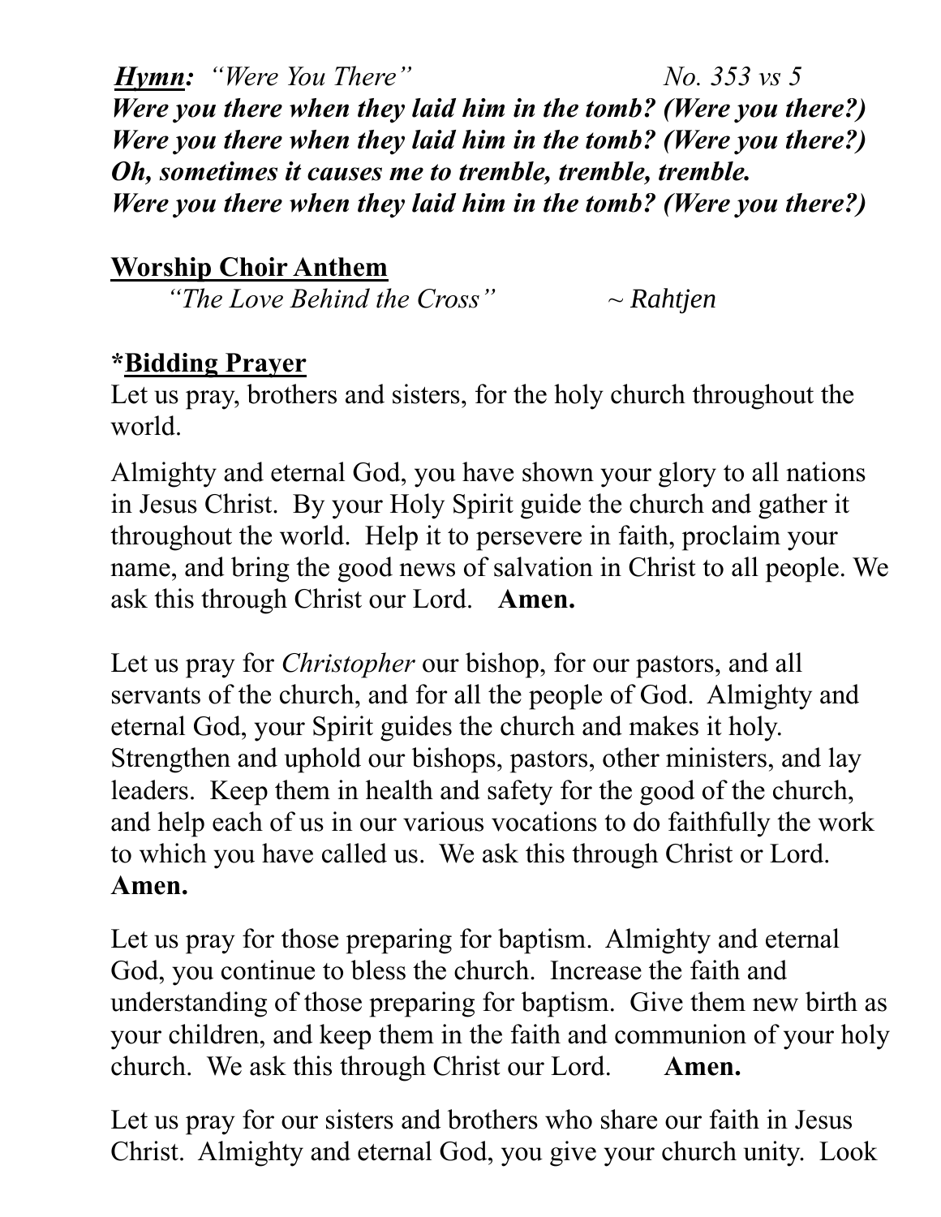***Hymn:*** *"Were You There"* *No. 353 vs 5*

***Were you there when they laid him in the tomb? (Were you there?)***
***Were you there when they laid him in the tomb? (Were you there?)***
***Oh, sometimes it causes me to tremble, tremble, tremble.***
***Were you there when they laid him in the tomb? (Were you there?)***

**Worship Choir Anthem**

*"The Love Behind the Cross"* *~ Rahtjen*

**\*Bidding Prayer**

Let us pray, brothers and sisters, for the holy church throughout the world.

Almighty and eternal God, you have shown your glory to all nations in Jesus Christ. By your Holy Spirit guide the church and gather it throughout the world. Help it to persevere in faith, proclaim your name, and bring the good news of salvation in Christ to all people. We ask this through Christ our Lord. **Amen.**

Let us pray for *Christopher* our bishop, for our pastors, and all servants of the church, and for all the people of God. Almighty and eternal God, your Spirit guides the church and makes it holy. Strengthen and uphold our bishops, pastors, other ministers, and lay leaders. Keep them in health and safety for the good of the church, and help each of us in our various vocations to do faithfully the work to which you have called us. We ask this through Christ or Lord. **Amen.**

Let us pray for those preparing for baptism. Almighty and eternal God, you continue to bless the church. Increase the faith and understanding of those preparing for baptism. Give them new birth as your children, and keep them in the faith and communion of your holy church. We ask this through Christ our Lord. **Amen.**

Let us pray for our sisters and brothers who share our faith in Jesus Christ. Almighty and eternal God, you give your church unity. Look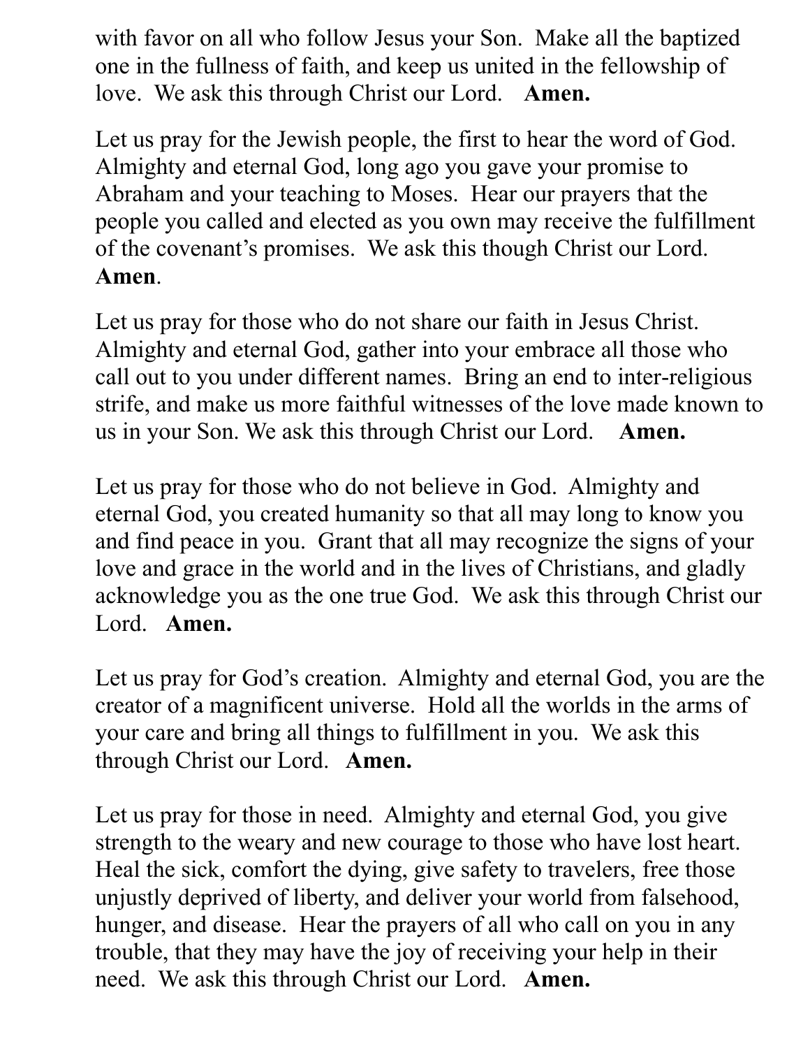with favor on all who follow Jesus your Son. Make all the baptized one in the fullness of faith, and keep us united in the fellowship of love. We ask this through Christ our Lord. **Amen.**

Let us pray for the Jewish people, the first to hear the word of God. Almighty and eternal God, long ago you gave your promise to Abraham and your teaching to Moses. Hear our prayers that the people you called and elected as you own may receive the fulfillment of the covenant's promises. We ask this though Christ our Lord. **Amen**.

Let us pray for those who do not share our faith in Jesus Christ. Almighty and eternal God, gather into your embrace all those who call out to you under different names. Bring an end to inter-religious strife, and make us more faithful witnesses of the love made known to us in your Son. We ask this through Christ our Lord. **Amen.**

Let us pray for those who do not believe in God. Almighty and eternal God, you created humanity so that all may long to know you and find peace in you. Grant that all may recognize the signs of your love and grace in the world and in the lives of Christians, and gladly acknowledge you as the one true God. We ask this through Christ our Lord. **Amen.**

Let us pray for God's creation. Almighty and eternal God, you are the creator of a magnificent universe. Hold all the worlds in the arms of your care and bring all things to fulfillment in you. We ask this through Christ our Lord. **Amen.**

Let us pray for those in need. Almighty and eternal God, you give strength to the weary and new courage to those who have lost heart. Heal the sick, comfort the dying, give safety to travelers, free those unjustly deprived of liberty, and deliver your world from falsehood, hunger, and disease. Hear the prayers of all who call on you in any trouble, that they may have the joy of receiving your help in their need. We ask this through Christ our Lord. **Amen.**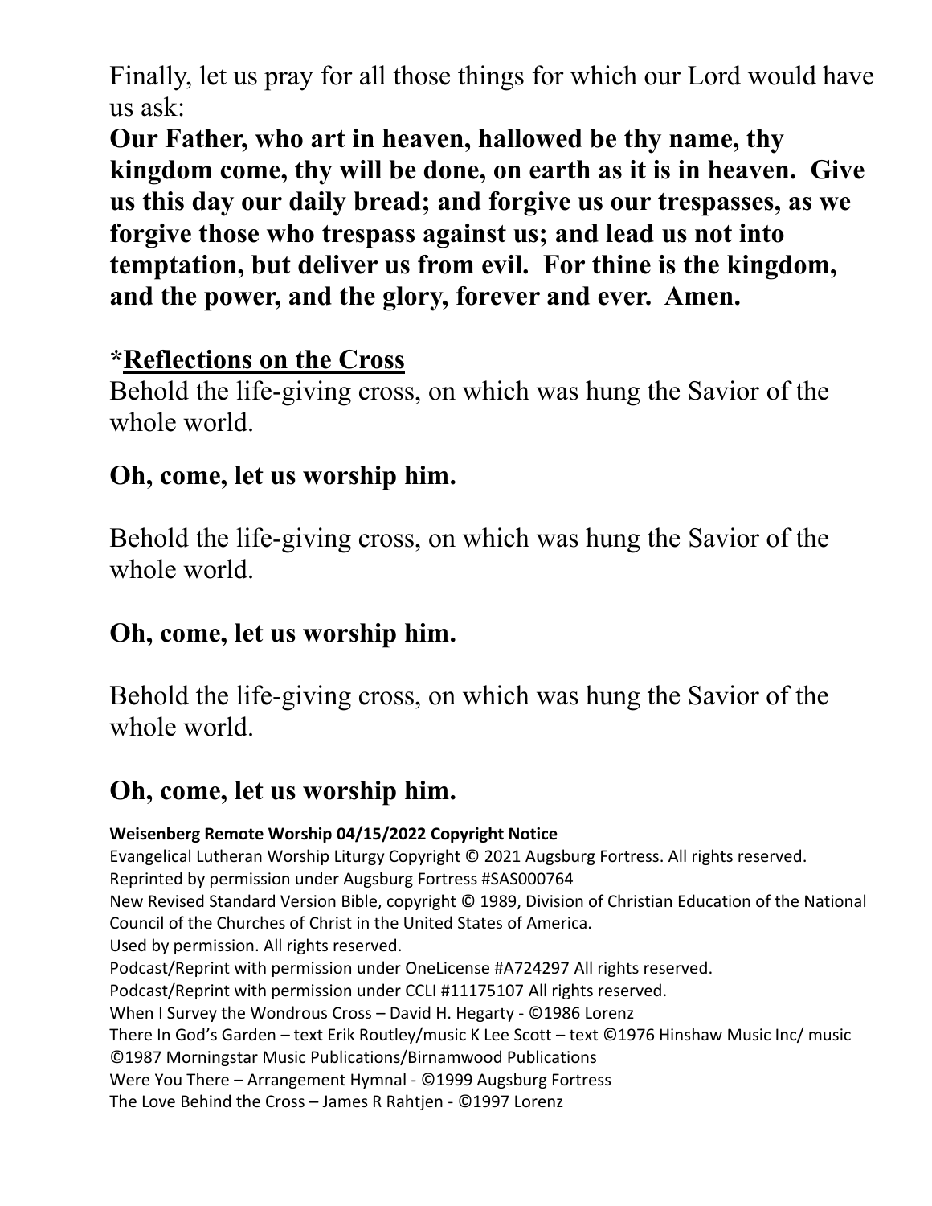Finally, let us pray for all those things for which our Lord would have us ask:

**Our Father, who art in heaven, hallowed be thy name, thy kingdom come, thy will be done, on earth as it is in heaven. Give us this day our daily bread; and forgive us our trespasses, as we forgive those who trespass against us; and lead us not into temptation, but deliver us from evil. For thine is the kingdom, and the power, and the glory, forever and ever. Amen.**

## ***Reflections on the Cross**

Behold the life-giving cross, on which was hung the Savior of the whole world.

**Oh, come, let us worship him.**

Behold the life-giving cross, on which was hung the Savior of the whole world.

**Oh, come, let us worship him.**

Behold the life-giving cross, on which was hung the Savior of the whole world.

**Oh, come, let us worship him.**

**Weisenberg Remote Worship 04/15/2022 Copyright Notice**
Evangelical Lutheran Worship Liturgy Copyright © 2021 Augsburg Fortress. All rights reserved.
Reprinted by permission under Augsburg Fortress #SAS000764
New Revised Standard Version Bible, copyright © 1989, Division of Christian Education of the National Council of the Churches of Christ in the United States of America.
Used by permission. All rights reserved.
Podcast/Reprint with permission under OneLicense #A724297 All rights reserved.
Podcast/Reprint with permission under CCLI #11175107 All rights reserved.
When I Survey the Wondrous Cross – David H. Hegarty - ©1986 Lorenz
There In God's Garden – text Erik Routley/music K Lee Scott – text ©1976 Hinshaw Music Inc/ music ©1987 Morningstar Music Publications/Birnamwood Publications
Were You There – Arrangement Hymnal - ©1999 Augsburg Fortress
The Love Behind the Cross – James R Rahtjen - ©1997 Lorenz